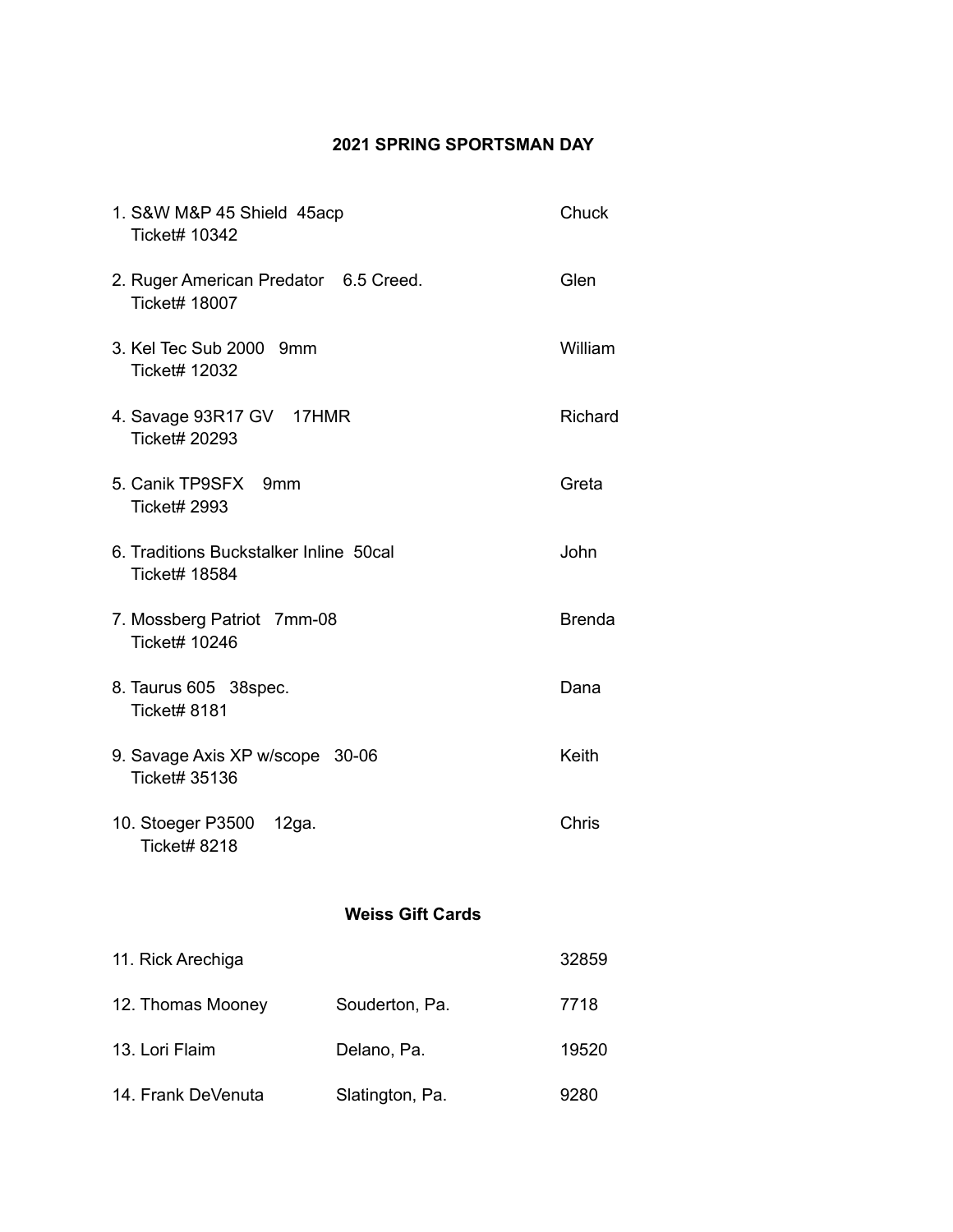## 2021 SPRING SPORTSMAN DAY

1. S&W M&P 45 Shield 45acp — Chuck
   Ticket# 10342

2. Ruger American Predator 6.5 Creed. — Glen
   Ticket# 18007

3. Kel Tec Sub 2000 9mm — William
   Ticket# 12032

4. Savage 93R17 GV 17HMR — Richard
   Ticket# 20293

5. Canik TP9SFX 9mm — Greta
   Ticket# 2993

6. Traditions Buckstalker Inline 50cal — John
   Ticket# 18584

7. Mossberg Patriot 7mm-08 — Brenda
   Ticket# 10246

8. Taurus 605 38spec. — Dana
   Ticket# 8181

9. Savage Axis XP w/scope 30-06 — Keith
   Ticket# 35136

10. Stoeger P3500 12ga. — Chris
    Ticket# 8218

### Weiss Gift Cards

| | | |
|---|---|---|
| 11. Rick Arechiga | | 32859 |
| 12. Thomas Mooney | Souderton, Pa. | 7718 |
| 13. Lori Flaim | Delano, Pa. | 19520 |
| 14. Frank DeVenuta | Slatington, Pa. | 9280 |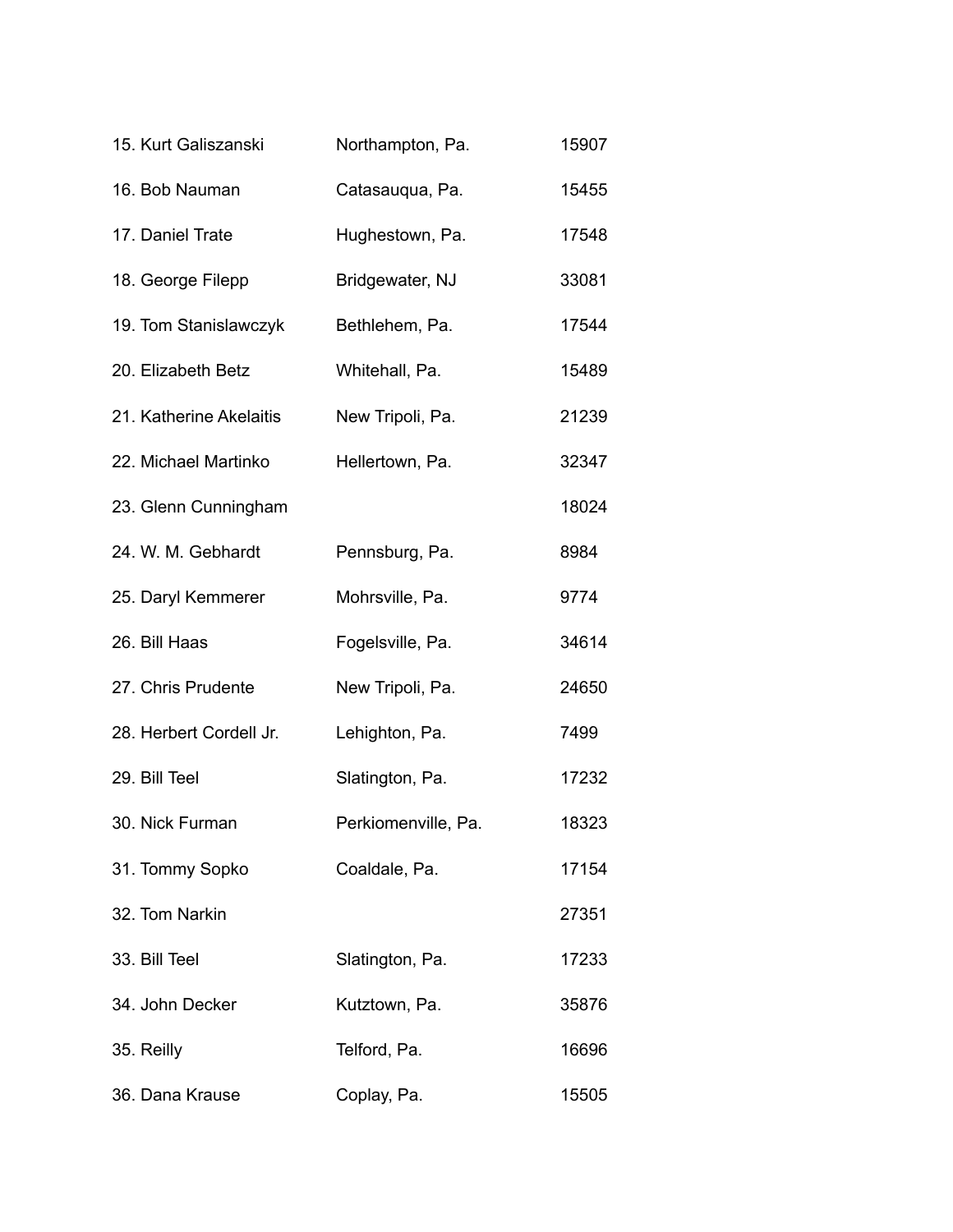| | | |
|---|---|---|
| 15. Kurt Galiszanski | Northampton, Pa. | 15907 |
| 16. Bob Nauman | Catasauqua, Pa. | 15455 |
| 17. Daniel Trate | Hughestown, Pa. | 17548 |
| 18. George Filepp | Bridgewater, NJ | 33081 |
| 19. Tom Stanislawczyk | Bethlehem, Pa. | 17544 |
| 20. Elizabeth Betz | Whitehall, Pa. | 15489 |
| 21. Katherine Akelaitis | New Tripoli, Pa. | 21239 |
| 22. Michael Martinko | Hellertown, Pa. | 32347 |
| 23. Glenn Cunningham | | 18024 |
| 24. W. M. Gebhardt | Pennsburg, Pa. | 8984 |
| 25. Daryl Kemmerer | Mohrsville, Pa. | 9774 |
| 26. Bill Haas | Fogelsville, Pa. | 34614 |
| 27. Chris Prudente | New Tripoli, Pa. | 24650 |
| 28. Herbert Cordell Jr. | Lehighton, Pa. | 7499 |
| 29. Bill Teel | Slatington, Pa. | 17232 |
| 30. Nick Furman | Perkiomenville, Pa. | 18323 |
| 31. Tommy Sopko | Coaldale, Pa. | 17154 |
| 32. Tom Narkin | | 27351 |
| 33. Bill Teel | Slatington, Pa. | 17233 |
| 34. John Decker | Kutztown, Pa. | 35876 |
| 35. Reilly | Telford, Pa. | 16696 |
| 36. Dana Krause | Coplay, Pa. | 15505 |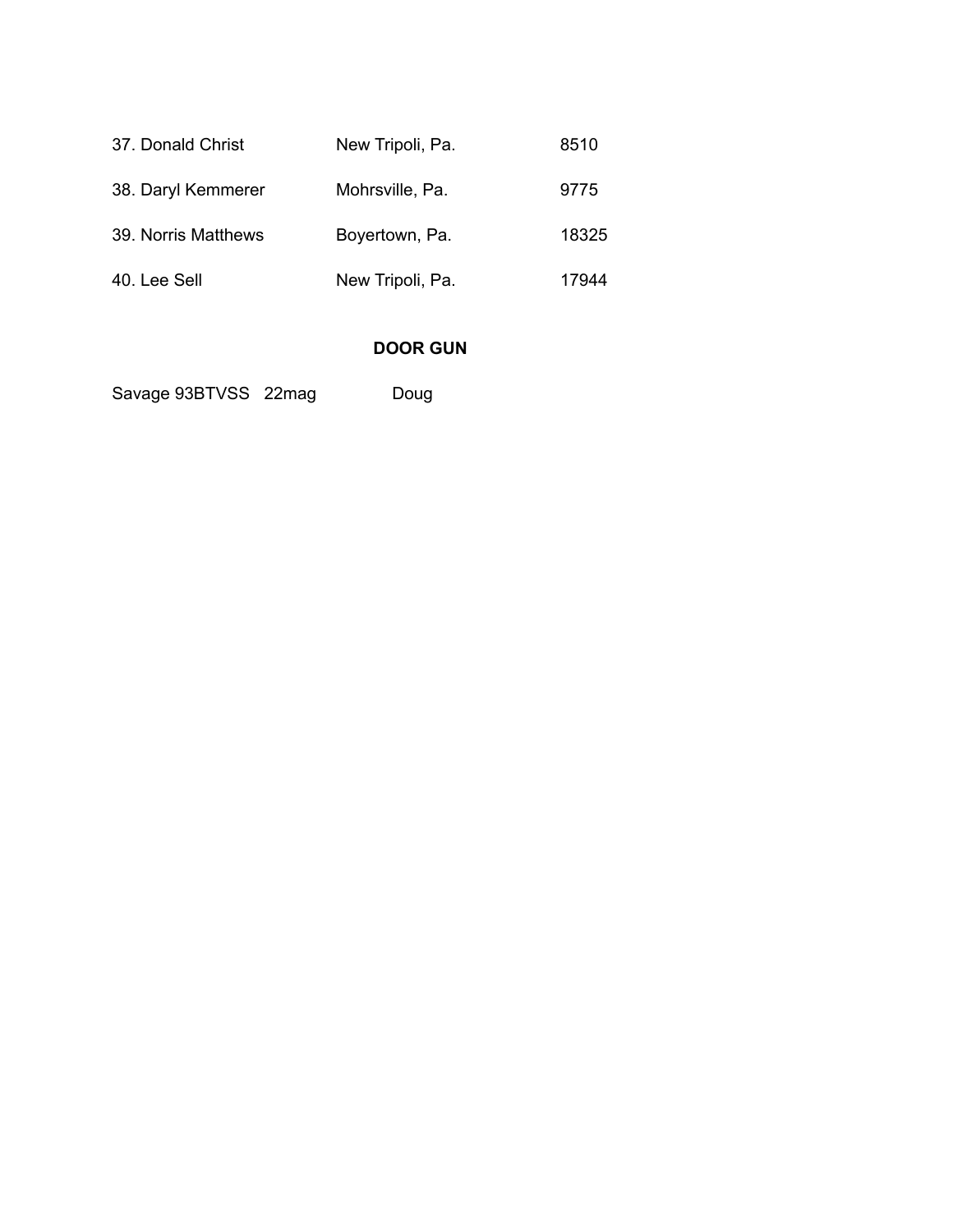| | | |
|---|---|---|
| 37. Donald Christ | New Tripoli, Pa. | 8510 |
| 38. Daryl Kemmerer | Mohrsville, Pa. | 9775 |
| 39. Norris Matthews | Boyertown, Pa. | 18325 |
| 40. Lee Sell | New Tripoli, Pa. | 17944 |

**DOOR GUN**

Savage 93BTVSS 22mag Doug